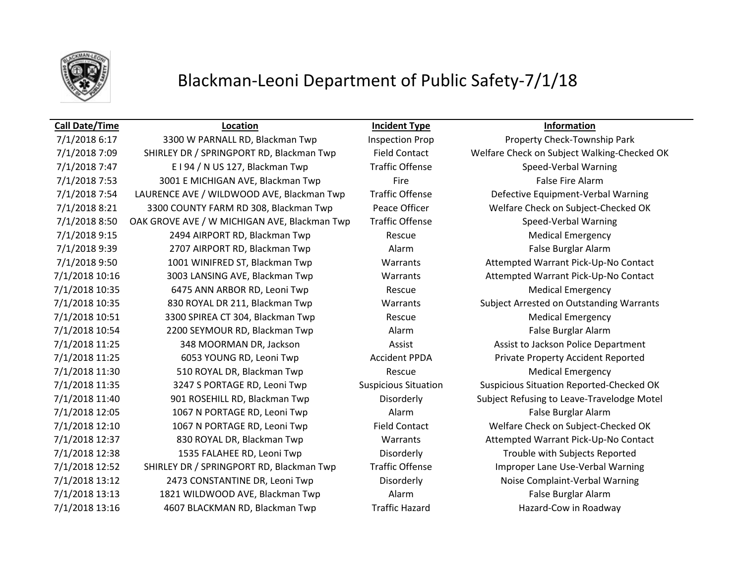# Blackman-Leoni Department of Public Safety-7/1/18

| Call Date/Time | Location | Incident Type | Information |
|---|---|---|---|
| 7/1/2018 6:17 | 3300 W PARNALL RD, Blackman Twp | Inspection Prop | Property Check-Township Park |
| 7/1/2018 7:09 | SHIRLEY DR / SPRINGPORT RD, Blackman Twp | Field Contact | Welfare Check on Subject Walking-Checked OK |
| 7/1/2018 7:47 | E I 94 / N US 127, Blackman Twp | Traffic Offense | Speed-Verbal Warning |
| 7/1/2018 7:53 | 3001 E MICHIGAN AVE, Blackman Twp | Fire | False Fire Alarm |
| 7/1/2018 7:54 | LAURENCE AVE / WILDWOOD AVE, Blackman Twp | Traffic Offense | Defective Equipment-Verbal Warning |
| 7/1/2018 8:21 | 3300 COUNTY FARM RD 308, Blackman Twp | Peace Officer | Welfare Check on Subject-Checked OK |
| 7/1/2018 8:50 | OAK GROVE AVE / W MICHIGAN AVE, Blackman Twp | Traffic Offense | Speed-Verbal Warning |
| 7/1/2018 9:15 | 2494 AIRPORT RD, Blackman Twp | Rescue | Medical Emergency |
| 7/1/2018 9:39 | 2707 AIRPORT RD, Blackman Twp | Alarm | False Burglar Alarm |
| 7/1/2018 9:50 | 1001 WINIFRED ST, Blackman Twp | Warrants | Attempted Warrant Pick-Up-No Contact |
| 7/1/2018 10:16 | 3003 LANSING AVE, Blackman Twp | Warrants | Attempted Warrant Pick-Up-No Contact |
| 7/1/2018 10:35 | 6475 ANN ARBOR RD, Leoni Twp | Rescue | Medical Emergency |
| 7/1/2018 10:35 | 830 ROYAL DR 211, Blackman Twp | Warrants | Subject Arrested on Outstanding Warrants |
| 7/1/2018 10:51 | 3300 SPIREA CT 304, Blackman Twp | Rescue | Medical Emergency |
| 7/1/2018 10:54 | 2200 SEYMOUR RD, Blackman Twp | Alarm | False Burglar Alarm |
| 7/1/2018 11:25 | 348 MOORMAN DR, Jackson | Assist | Assist to Jackson Police Department |
| 7/1/2018 11:25 | 6053 YOUNG RD, Leoni Twp | Accident PPDA | Private Property Accident Reported |
| 7/1/2018 11:30 | 510 ROYAL DR, Blackman Twp | Rescue | Medical Emergency |
| 7/1/2018 11:35 | 3247 S PORTAGE RD, Leoni Twp | Suspicious Situation | Suspicious Situation Reported-Checked OK |
| 7/1/2018 11:40 | 901 ROSEHILL RD, Blackman Twp | Disorderly | Subject Refusing to Leave-Travelodge Motel |
| 7/1/2018 12:05 | 1067 N PORTAGE RD, Leoni Twp | Alarm | False Burglar Alarm |
| 7/1/2018 12:10 | 1067 N PORTAGE RD, Leoni Twp | Field Contact | Welfare Check on Subject-Checked OK |
| 7/1/2018 12:37 | 830 ROYAL DR, Blackman Twp | Warrants | Attempted Warrant Pick-Up-No Contact |
| 7/1/2018 12:38 | 1535 FALAHEE RD, Leoni Twp | Disorderly | Trouble with Subjects Reported |
| 7/1/2018 12:52 | SHIRLEY DR / SPRINGPORT RD, Blackman Twp | Traffic Offense | Improper Lane Use-Verbal Warning |
| 7/1/2018 13:12 | 2473 CONSTANTINE DR, Leoni Twp | Disorderly | Noise Complaint-Verbal Warning |
| 7/1/2018 13:13 | 1821 WILDWOOD AVE, Blackman Twp | Alarm | False Burglar Alarm |
| 7/1/2018 13:16 | 4607 BLACKMAN RD, Blackman Twp | Traffic Hazard | Hazard-Cow in Roadway |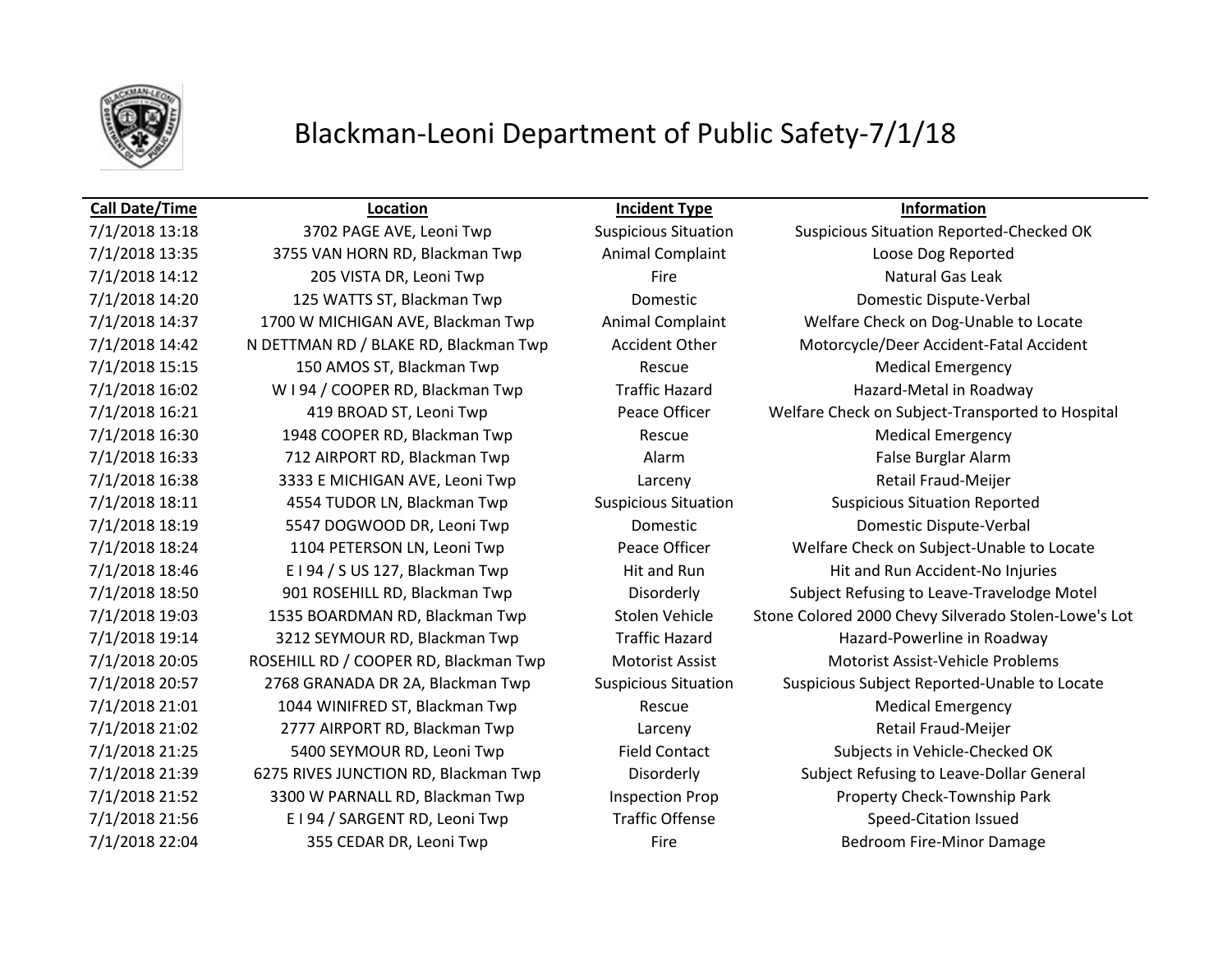# Blackman-Leoni Department of Public Safety-7/1/18

| Call Date/Time | Location | Incident Type | Information |
|---|---|---|---|
| 7/1/2018 13:18 | 3702 PAGE AVE, Leoni Twp | Suspicious Situation | Suspicious Situation Reported-Checked OK |
| 7/1/2018 13:35 | 3755 VAN HORN RD, Blackman Twp | Animal Complaint | Loose Dog Reported |
| 7/1/2018 14:12 | 205 VISTA DR, Leoni Twp | Fire | Natural Gas Leak |
| 7/1/2018 14:20 | 125 WATTS ST, Blackman Twp | Domestic | Domestic Dispute-Verbal |
| 7/1/2018 14:37 | 1700 W MICHIGAN AVE, Blackman Twp | Animal Complaint | Welfare Check on Dog-Unable to Locate |
| 7/1/2018 14:42 | N DETTMAN RD / BLAKE RD, Blackman Twp | Accident Other | Motorcycle/Deer Accident-Fatal Accident |
| 7/1/2018 15:15 | 150 AMOS ST, Blackman Twp | Rescue | Medical Emergency |
| 7/1/2018 16:02 | W I 94 / COOPER RD, Blackman Twp | Traffic Hazard | Hazard-Metal in Roadway |
| 7/1/2018 16:21 | 419 BROAD ST, Leoni Twp | Peace Officer | Welfare Check on Subject-Transported to Hospital |
| 7/1/2018 16:30 | 1948 COOPER RD, Blackman Twp | Rescue | Medical Emergency |
| 7/1/2018 16:33 | 712 AIRPORT RD, Blackman Twp | Alarm | False Burglar Alarm |
| 7/1/2018 16:38 | 3333 E MICHIGAN AVE, Leoni Twp | Larceny | Retail Fraud-Meijer |
| 7/1/2018 18:11 | 4554 TUDOR LN, Blackman Twp | Suspicious Situation | Suspicious Situation Reported |
| 7/1/2018 18:19 | 5547 DOGWOOD DR, Leoni Twp | Domestic | Domestic Dispute-Verbal |
| 7/1/2018 18:24 | 1104 PETERSON LN, Leoni Twp | Peace Officer | Welfare Check on Subject-Unable to Locate |
| 7/1/2018 18:46 | E I 94 / S US 127, Blackman Twp | Hit and Run | Hit and Run Accident-No Injuries |
| 7/1/2018 18:50 | 901 ROSEHILL RD, Blackman Twp | Disorderly | Subject Refusing to Leave-Travelodge Motel |
| 7/1/2018 19:03 | 1535 BOARDMAN RD, Blackman Twp | Stolen Vehicle | Stone Colored 2000 Chevy Silverado Stolen-Lowe's Lot |
| 7/1/2018 19:14 | 3212 SEYMOUR RD, Blackman Twp | Traffic Hazard | Hazard-Powerline in Roadway |
| 7/1/2018 20:05 | ROSEHILL RD / COOPER RD, Blackman Twp | Motorist Assist | Motorist Assist-Vehicle Problems |
| 7/1/2018 20:57 | 2768 GRANADA DR 2A, Blackman Twp | Suspicious Situation | Suspicious Subject Reported-Unable to Locate |
| 7/1/2018 21:01 | 1044 WINIFRED ST, Blackman Twp | Rescue | Medical Emergency |
| 7/1/2018 21:02 | 2777 AIRPORT RD, Blackman Twp | Larceny | Retail Fraud-Meijer |
| 7/1/2018 21:25 | 5400 SEYMOUR RD, Leoni Twp | Field Contact | Subjects in Vehicle-Checked OK |
| 7/1/2018 21:39 | 6275 RIVES JUNCTION RD, Blackman Twp | Disorderly | Subject Refusing to Leave-Dollar General |
| 7/1/2018 21:52 | 3300 W PARNALL RD, Blackman Twp | Inspection Prop | Property Check-Township Park |
| 7/1/2018 21:56 | E I 94 / SARGENT RD, Leoni Twp | Traffic Offense | Speed-Citation Issued |
| 7/1/2018 22:04 | 355 CEDAR DR, Leoni Twp | Fire | Bedroom Fire-Minor Damage |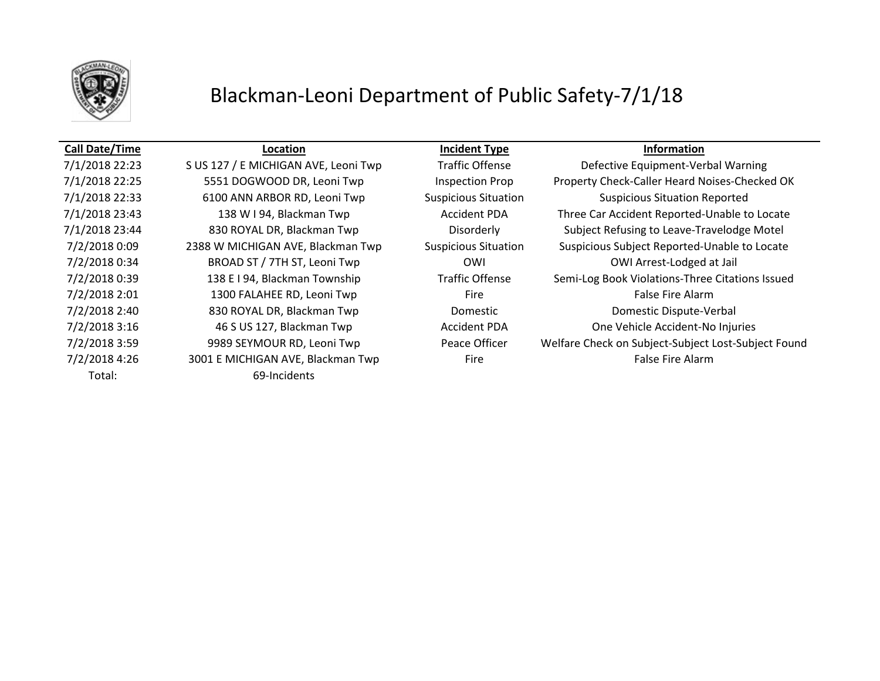# Blackman-Leoni Department of Public Safety-7/1/18

| Call Date/Time | Location | Incident Type | Information |
| --- | --- | --- | --- |
| 7/1/2018 22:23 | S US 127 / E MICHIGAN AVE, Leoni Twp | Traffic Offense | Defective Equipment-Verbal Warning |
| 7/1/2018 22:25 | 5551 DOGWOOD DR, Leoni Twp | Inspection Prop | Property Check-Caller Heard Noises-Checked OK |
| 7/1/2018 22:33 | 6100 ANN ARBOR RD, Leoni Twp | Suspicious Situation | Suspicious Situation Reported |
| 7/1/2018 23:43 | 138 W I 94, Blackman Twp | Accident PDA | Three Car Accident Reported-Unable to Locate |
| 7/1/2018 23:44 | 830 ROYAL DR, Blackman Twp | Disorderly | Subject Refusing to Leave-Travelodge Motel |
| 7/2/2018 0:09 | 2388 W MICHIGAN AVE, Blackman Twp | Suspicious Situation | Suspicious Subject Reported-Unable to Locate |
| 7/2/2018 0:34 | BROAD ST / 7TH ST, Leoni Twp | OWI | OWI Arrest-Lodged at Jail |
| 7/2/2018 0:39 | 138 E I 94, Blackman Township | Traffic Offense | Semi-Log Book Violations-Three Citations Issued |
| 7/2/2018 2:01 | 1300 FALAHEE RD, Leoni Twp | Fire | False Fire Alarm |
| 7/2/2018 2:40 | 830 ROYAL DR, Blackman Twp | Domestic | Domestic Dispute-Verbal |
| 7/2/2018 3:16 | 46 S US 127, Blackman Twp | Accident PDA | One Vehicle Accident-No Injuries |
| 7/2/2018 3:59 | 9989 SEYMOUR RD, Leoni Twp | Peace Officer | Welfare Check on Subject-Subject Lost-Subject Found |
| 7/2/2018 4:26 | 3001 E MICHIGAN AVE, Blackman Twp | Fire | False Fire Alarm |
| Total: | 69-Incidents | | |